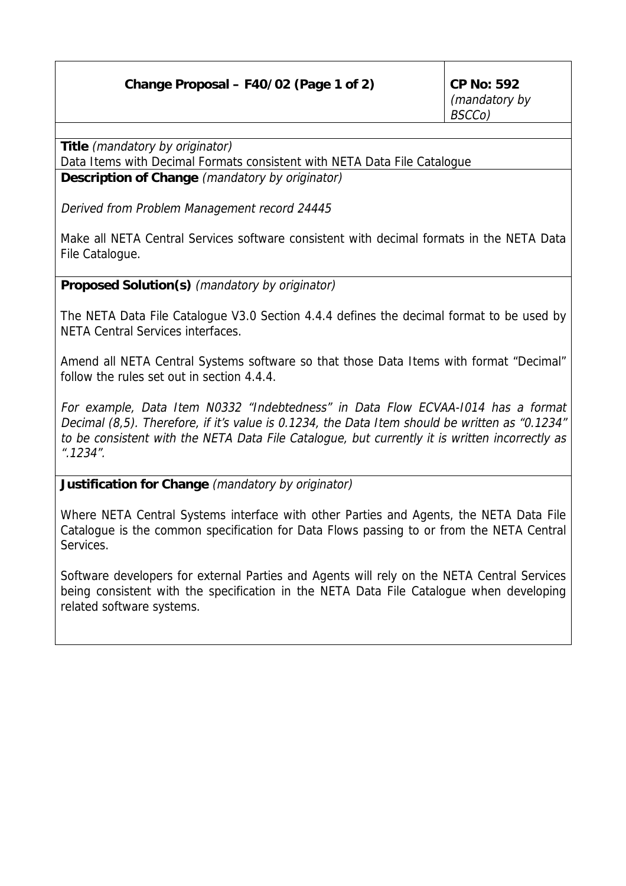| **Change Proposal – F40/02 (Page 1 of 2)** | **CP No: 592** *(mandatory by BSCCo)* |
| --- | --- |

**Title** *(mandatory by originator)*

Data Items with Decimal Formats consistent with NETA Data File Catalogue

**Description of Change** *(mandatory by originator)*

*Derived from Problem Management record 24445*

Make all NETA Central Services software consistent with decimal formats in the NETA Data File Catalogue.

**Proposed Solution(s)** *(mandatory by originator)*

The NETA Data File Catalogue V3.0 Section 4.4.4 defines the decimal format to be used by NETA Central Services interfaces.

Amend all NETA Central Systems software so that those Data Items with format "Decimal" follow the rules set out in section 4.4.4.

*For example, Data Item N0332 "Indebtedness" in Data Flow ECVAA-I014 has a format Decimal (8,5). Therefore, if it's value is 0.1234, the Data Item should be written as "0.1234" to be consistent with the NETA Data File Catalogue, but currently it is written incorrectly as ".1234".*

**Justification for Change** *(mandatory by originator)*

Where NETA Central Systems interface with other Parties and Agents, the NETA Data File Catalogue is the common specification for Data Flows passing to or from the NETA Central Services.

Software developers for external Parties and Agents will rely on the NETA Central Services being consistent with the specification in the NETA Data File Catalogue when developing related software systems.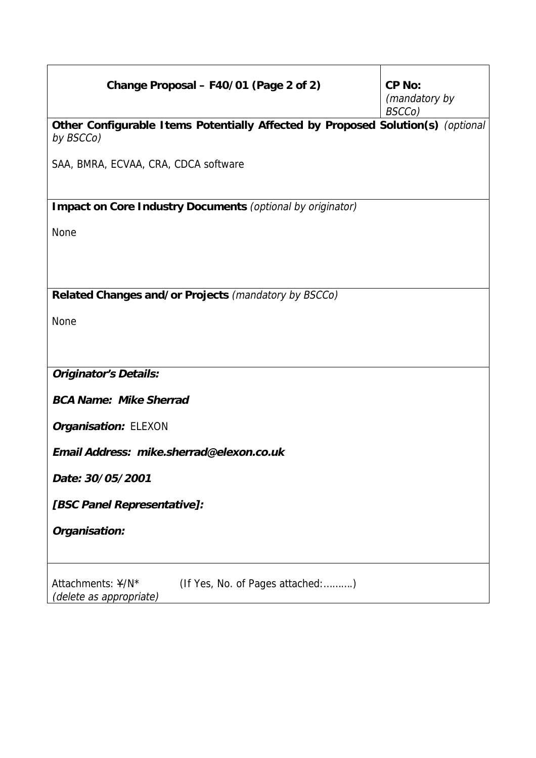| **Change Proposal – F40/01 (Page 2 of 2)** | **CP No:** *(mandatory by BSCCo)* |
|---|---|

**Other Configurable Items Potentially Affected by Proposed Solution(s)** *(optional by BSCCo)*

SAA, BMRA, ECVAA, CRA, CDCA software

**Impact on Core Industry Documents** *(optional by originator)*

None

**Related Changes and/or Projects** *(mandatory by BSCCo)*

None

***Originator's Details:***

***BCA Name: Mike Sherrad***

***Organisation:*** ELEXON

***Email Address: mike.sherrad@elexon.co.uk***

***Date: 30/05/2001***

***[BSC Panel Representative]:***

***Organisation:***

Attachments: ~~Y~~/N* (If Yes, No. of Pages attached:……….)
*(delete as appropriate)*